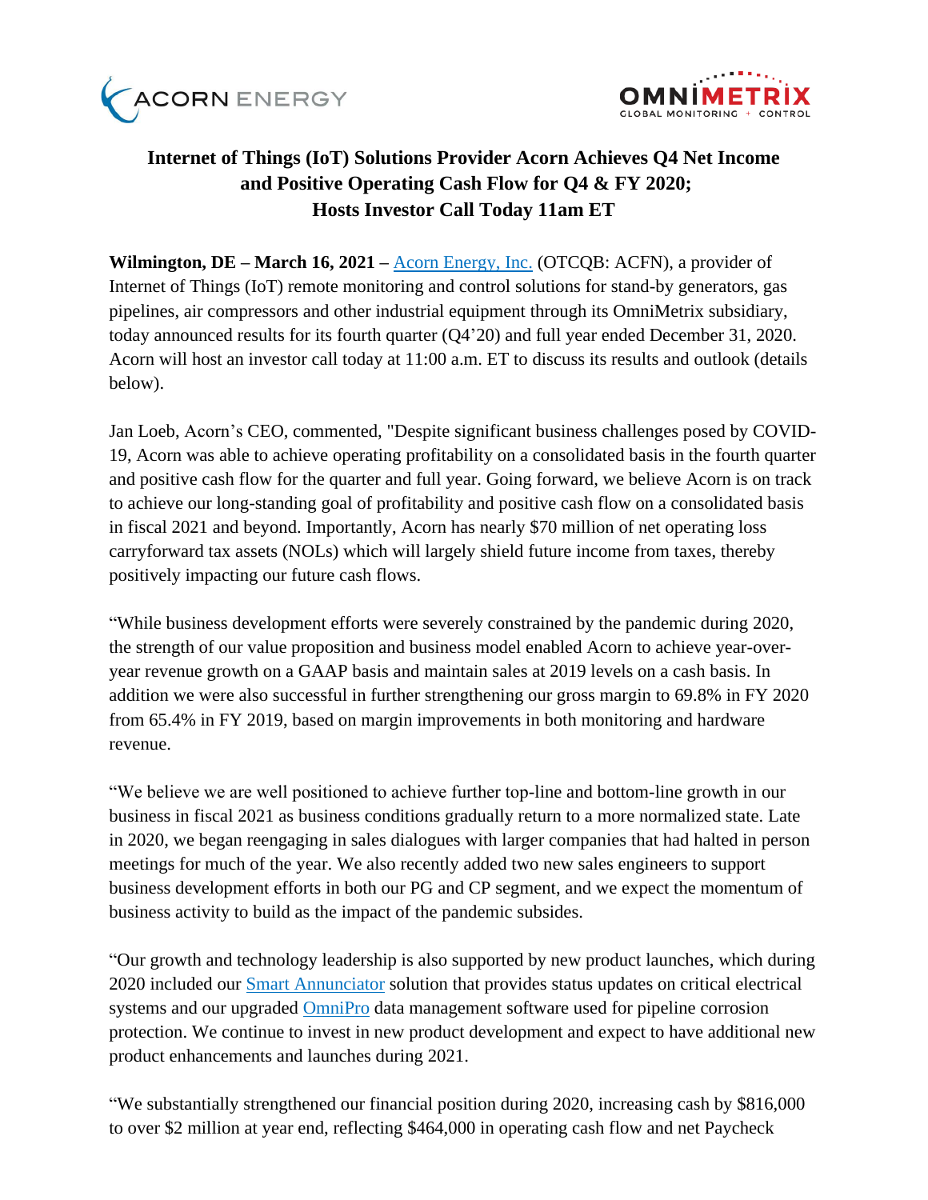# Internet of Things (IoT) Solutions Provider Acorn Achieves Q4 Net Income and Positive Operating Cash Flow for Q4 & FY 2020; Hosts Investor Call Today 11am ET

**Wilmington, DE – March 16, 2021 –** Acorn Energy, Inc. (OTCQB: ACFN), a provider of Internet of Things (IoT) remote monitoring and control solutions for stand-by generators, gas pipelines, air compressors and other industrial equipment through its OmniMetrix subsidiary, today announced results for its fourth quarter (Q4'20) and full year ended December 31, 2020. Acorn will host an investor call today at 11:00 a.m. ET to discuss its results and outlook (details below).

Jan Loeb, Acorn's CEO, commented, "Despite significant business challenges posed by COVID-19, Acorn was able to achieve operating profitability on a consolidated basis in the fourth quarter and positive cash flow for the quarter and full year. Going forward, we believe Acorn is on track to achieve our long-standing goal of profitability and positive cash flow on a consolidated basis in fiscal 2021 and beyond. Importantly, Acorn has nearly $70 million of net operating loss carryforward tax assets (NOLs) which will largely shield future income from taxes, thereby positively impacting our future cash flows.

"While business development efforts were severely constrained by the pandemic during 2020, the strength of our value proposition and business model enabled Acorn to achieve year-over-year revenue growth on a GAAP basis and maintain sales at 2019 levels on a cash basis. In addition we were also successful in further strengthening our gross margin to 69.8% in FY 2020 from 65.4% in FY 2019, based on margin improvements in both monitoring and hardware revenue.

"We believe we are well positioned to achieve further top-line and bottom-line growth in our business in fiscal 2021 as business conditions gradually return to a more normalized state. Late in 2020, we began reengaging in sales dialogues with larger companies that had halted in person meetings for much of the year. We also recently added two new sales engineers to support business development efforts in both our PG and CP segment, and we expect the momentum of business activity to build as the impact of the pandemic subsides.

"Our growth and technology leadership is also supported by new product launches, which during 2020 included our Smart Annunciator solution that provides status updates on critical electrical systems and our upgraded OmniPro data management software used for pipeline corrosion protection. We continue to invest in new product development and expect to have additional new product enhancements and launches during 2021.

"We substantially strengthened our financial position during 2020, increasing cash by $816,000 to over $2 million at year end, reflecting $464,000 in operating cash flow and net Paycheck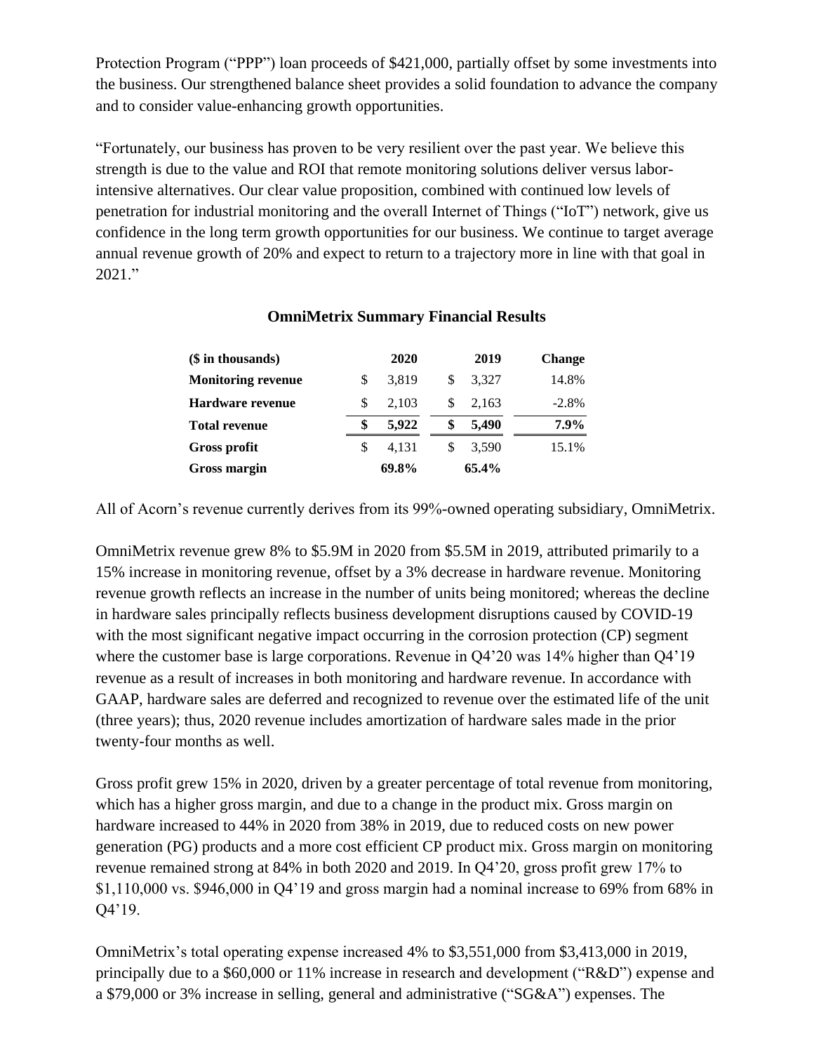Protection Program ("PPP") loan proceeds of $421,000, partially offset by some investments into the business. Our strengthened balance sheet provides a solid foundation to advance the company and to consider value-enhancing growth opportunities.

"Fortunately, our business has proven to be very resilient over the past year. We believe this strength is due to the value and ROI that remote monitoring solutions deliver versus labor-intensive alternatives. Our clear value proposition, combined with continued low levels of penetration for industrial monitoring and the overall Internet of Things ("IoT") network, give us confidence in the long term growth opportunities for our business. We continue to target average annual revenue growth of 20% and expect to return to a trajectory more in line with that goal in 2021."

**OmniMetrix Summary Financial Results**

| ($ in thousands) | 2020 | 2019 | Change |
|---|---|---|---|
| **Monitoring revenue** | $ 3,819 | $ 3,327 | 14.8% |
| **Hardware revenue** | $ 2,103 | $ 2,163 | -2.8% |
| **Total revenue** | **$ 5,922** | **$ 5,490** | **7.9%** |
| **Gross profit** | $ 4,131 | $ 3,590 | 15.1% |
| **Gross margin** | **69.8%** | **65.4%** | |

All of Acorn's revenue currently derives from its 99%-owned operating subsidiary, OmniMetrix.

OmniMetrix revenue grew 8% to $5.9M in 2020 from $5.5M in 2019, attributed primarily to a 15% increase in monitoring revenue, offset by a 3% decrease in hardware revenue. Monitoring revenue growth reflects an increase in the number of units being monitored; whereas the decline in hardware sales principally reflects business development disruptions caused by COVID-19 with the most significant negative impact occurring in the corrosion protection (CP) segment where the customer base is large corporations. Revenue in Q4'20 was 14% higher than Q4'19 revenue as a result of increases in both monitoring and hardware revenue. In accordance with GAAP, hardware sales are deferred and recognized to revenue over the estimated life of the unit (three years); thus, 2020 revenue includes amortization of hardware sales made in the prior twenty-four months as well.

Gross profit grew 15% in 2020, driven by a greater percentage of total revenue from monitoring, which has a higher gross margin, and due to a change in the product mix. Gross margin on hardware increased to 44% in 2020 from 38% in 2019, due to reduced costs on new power generation (PG) products and a more cost efficient CP product mix. Gross margin on monitoring revenue remained strong at 84% in both 2020 and 2019. In Q4'20, gross profit grew 17% to $1,110,000 vs. $946,000 in Q4'19 and gross margin had a nominal increase to 69% from 68% in Q4'19.

OmniMetrix's total operating expense increased 4% to $3,551,000 from $3,413,000 in 2019, principally due to a $60,000 or 11% increase in research and development ("R&D") expense and a $79,000 or 3% increase in selling, general and administrative ("SG&A") expenses. The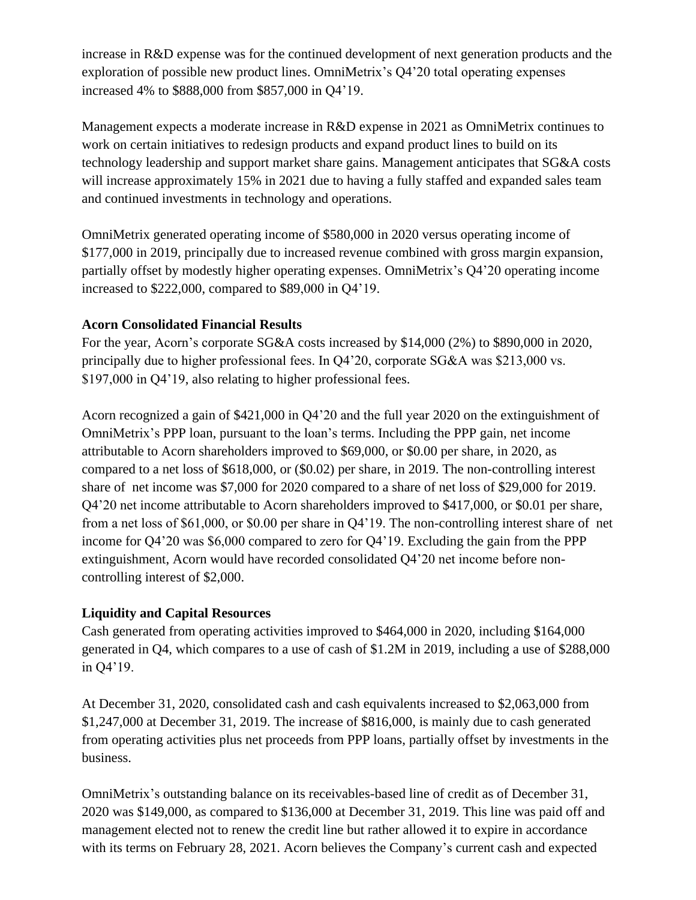increase in R&D expense was for the continued development of next generation products and the exploration of possible new product lines. OmniMetrix's Q4'20 total operating expenses increased 4% to $888,000 from $857,000 in Q4'19.

Management expects a moderate increase in R&D expense in 2021 as OmniMetrix continues to work on certain initiatives to redesign products and expand product lines to build on its technology leadership and support market share gains. Management anticipates that SG&A costs will increase approximately 15% in 2021 due to having a fully staffed and expanded sales team and continued investments in technology and operations.

OmniMetrix generated operating income of $580,000 in 2020 versus operating income of $177,000 in 2019, principally due to increased revenue combined with gross margin expansion, partially offset by modestly higher operating expenses. OmniMetrix's Q4'20 operating income increased to $222,000, compared to $89,000 in Q4'19.

**Acorn Consolidated Financial Results**

For the year, Acorn's corporate SG&A costs increased by $14,000 (2%) to $890,000 in 2020, principally due to higher professional fees. In Q4'20, corporate SG&A was $213,000 vs. $197,000 in Q4'19, also relating to higher professional fees.

Acorn recognized a gain of $421,000 in Q4'20 and the full year 2020 on the extinguishment of OmniMetrix's PPP loan, pursuant to the loan's terms. Including the PPP gain, net income attributable to Acorn shareholders improved to $69,000, or $0.00 per share, in 2020, as compared to a net loss of $618,000, or ($0.02) per share, in 2019. The non-controlling interest share of net income was $7,000 for 2020 compared to a share of net loss of $29,000 for 2019. Q4'20 net income attributable to Acorn shareholders improved to $417,000, or $0.01 per share, from a net loss of $61,000, or $0.00 per share in Q4'19. The non-controlling interest share of net income for Q4'20 was $6,000 compared to zero for Q4'19. Excluding the gain from the PPP extinguishment, Acorn would have recorded consolidated Q4'20 net income before non-controlling interest of $2,000.

**Liquidity and Capital Resources**

Cash generated from operating activities improved to $464,000 in 2020, including $164,000 generated in Q4, which compares to a use of cash of $1.2M in 2019, including a use of $288,000 in Q4'19.

At December 31, 2020, consolidated cash and cash equivalents increased to $2,063,000 from $1,247,000 at December 31, 2019. The increase of $816,000, is mainly due to cash generated from operating activities plus net proceeds from PPP loans, partially offset by investments in the business.

OmniMetrix's outstanding balance on its receivables-based line of credit as of December 31, 2020 was $149,000, as compared to $136,000 at December 31, 2019. This line was paid off and management elected not to renew the credit line but rather allowed it to expire in accordance with its terms on February 28, 2021. Acorn believes the Company's current cash and expected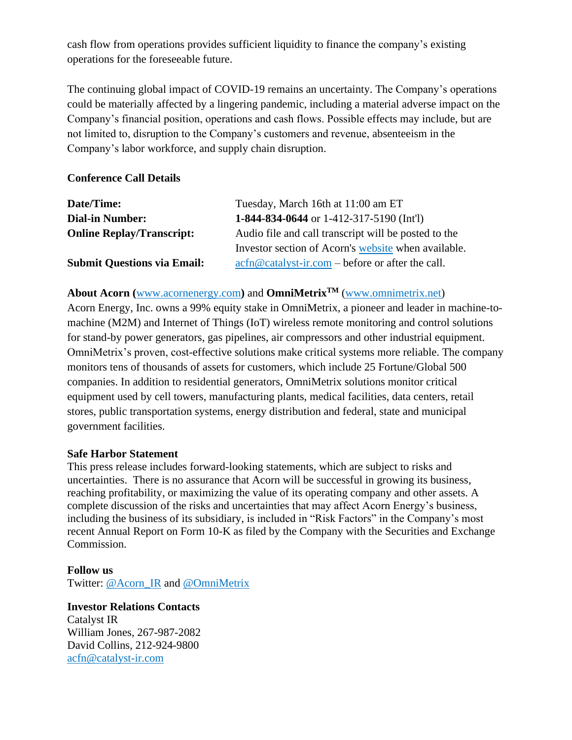cash flow from operations provides sufficient liquidity to finance the company's existing operations for the foreseeable future.

The continuing global impact of COVID-19 remains an uncertainty. The Company's operations could be materially affected by a lingering pandemic, including a material adverse impact on the Company's financial position, operations and cash flows. Possible effects may include, but are not limited to, disruption to the Company's customers and revenue, absenteeism in the Company's labor workforce, and supply chain disruption.

**Conference Call Details**

| | |
|---|---|
| **Date/Time:** | Tuesday, March 16th at 11:00 am ET |
| **Dial-in Number:** | **1-844-834-0644** or 1-412-317-5190 (Int'l) |
| **Online Replay/Transcript:** | Audio file and call transcript will be posted to the Investor section of Acorn's website when available. |
| **Submit Questions via Email:** | acfn@catalyst-ir.com – before or after the call. |

**About Acorn (**www.acornenergy.com**)** and **OmniMetrix™** (www.omnimetrix.net)

Acorn Energy, Inc. owns a 99% equity stake in OmniMetrix, a pioneer and leader in machine-to-machine (M2M) and Internet of Things (IoT) wireless remote monitoring and control solutions for stand-by power generators, gas pipelines, air compressors and other industrial equipment. OmniMetrix's proven, cost-effective solutions make critical systems more reliable. The company monitors tens of thousands of assets for customers, which include 25 Fortune/Global 500 companies. In addition to residential generators, OmniMetrix solutions monitor critical equipment used by cell towers, manufacturing plants, medical facilities, data centers, retail stores, public transportation systems, energy distribution and federal, state and municipal government facilities.

**Safe Harbor Statement**

This press release includes forward-looking statements, which are subject to risks and uncertainties. There is no assurance that Acorn will be successful in growing its business, reaching profitability, or maximizing the value of its operating company and other assets. A complete discussion of the risks and uncertainties that may affect Acorn Energy's business, including the business of its subsidiary, is included in "Risk Factors" in the Company's most recent Annual Report on Form 10-K as filed by the Company with the Securities and Exchange Commission.

**Follow us**

Twitter: @Acorn_IR and @OmniMetrix

**Investor Relations Contacts**

Catalyst IR
William Jones, 267-987-2082
David Collins, 212-924-9800
acfn@catalyst-ir.com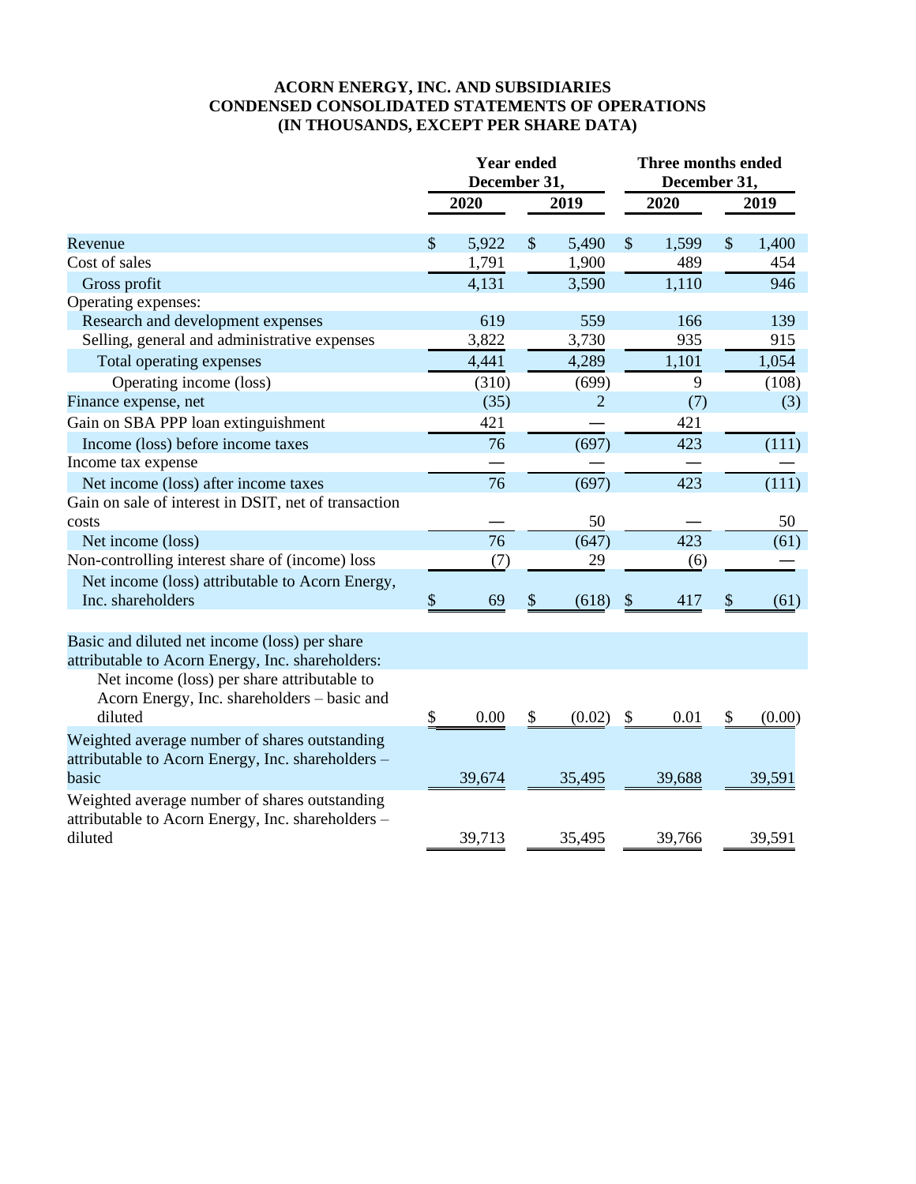**ACORN ENERGY, INC. AND SUBSIDIARIES**
**CONDENSED CONSOLIDATED STATEMENTS OF OPERATIONS**
**(IN THOUSANDS, EXCEPT PER SHARE DATA)**

| | Year ended December 31, | | Three months ended December 31, | |
|---|---|---|---|---|
| | 2020 | 2019 | 2020 | 2019 |
| Revenue | $ 5,922 | $ 5,490 | $ 1,599 | $ 1,400 |
| Cost of sales | 1,791 | 1,900 | 489 | 454 |
| Gross profit | 4,131 | 3,590 | 1,110 | 946 |
| Operating expenses: | | | | |
| Research and development expenses | 619 | 559 | 166 | 139 |
| Selling, general and administrative expenses | 3,822 | 3,730 | 935 | 915 |
| Total operating expenses | 4,441 | 4,289 | 1,101 | 1,054 |
| Operating income (loss) | (310) | (699) | 9 | (108) |
| Finance expense, net | (35) | 2 | (7) | (3) |
| Gain on SBA PPP loan extinguishment | 421 | — | 421 | |
| Income (loss) before income taxes | 76 | (697) | 423 | (111) |
| Income tax expense | — | — | — | — |
| Net income (loss) after income taxes | 76 | (697) | 423 | (111) |
| Gain on sale of interest in DSIT, net of transaction costs | — | 50 | — | 50 |
| Net income (loss) | 76 | (647) | 423 | (61) |
| Non-controlling interest share of (income) loss | (7) | 29 | (6) | — |
| Net income (loss) attributable to Acorn Energy, Inc. shareholders | $ 69 | $ (618) | $ 417 | $ (61) |
| | | | | |
| Basic and diluted net income (loss) per share attributable to Acorn Energy, Inc. shareholders: | | | | |
| Net income (loss) per share attributable to Acorn Energy, Inc. shareholders – basic and diluted | $ 0.00 | $ (0.02) | $ 0.01 | $ (0.00) |
| Weighted average number of shares outstanding attributable to Acorn Energy, Inc. shareholders – basic | 39,674 | 35,495 | 39,688 | 39,591 |
| Weighted average number of shares outstanding attributable to Acorn Energy, Inc. shareholders – diluted | 39,713 | 35,495 | 39,766 | 39,591 |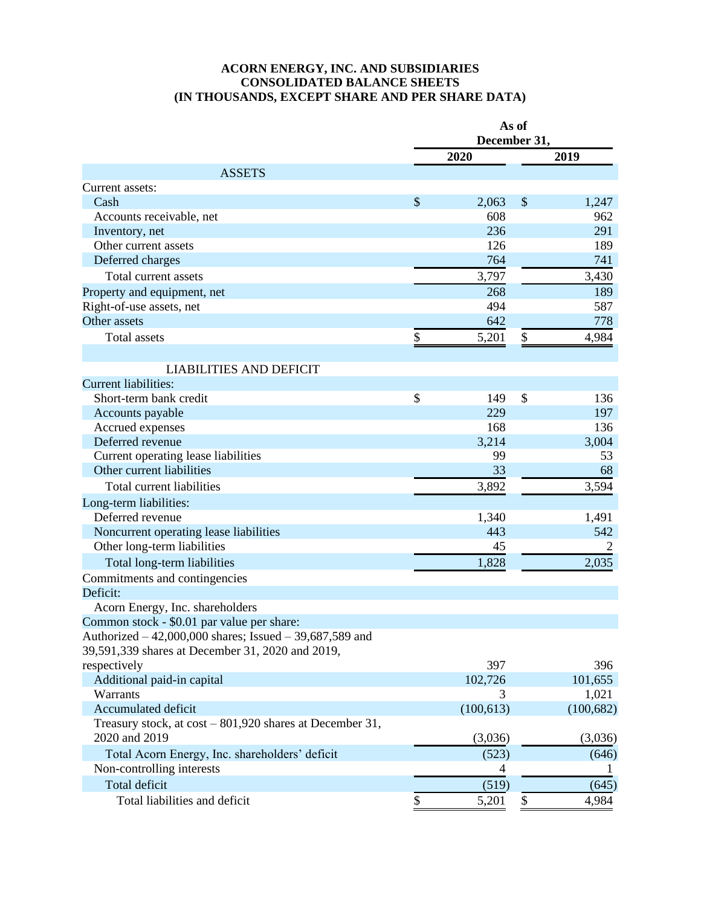# ACORN ENERGY, INC. AND SUBSIDIARIES
# CONSOLIDATED BALANCE SHEETS
# (IN THOUSANDS, EXCEPT SHARE AND PER SHARE DATA)

| | As of December 31, 2020 | As of December 31, 2019 |
|---|---|---|
| **ASSETS** | | |
| Current assets: | | |
| Cash | $ 2,063 | $ 1,247 |
| Accounts receivable, net | 608 | 962 |
| Inventory, net | 236 | 291 |
| Other current assets | 126 | 189 |
| Deferred charges | 764 | 741 |
| Total current assets | 3,797 | 3,430 |
| Property and equipment, net | 268 | 189 |
| Right-of-use assets, net | 494 | 587 |
| Other assets | 642 | 778 |
| Total assets | $ 5,201 | $ 4,984 |
| | | |
| **LIABILITIES AND DEFICIT** | | |
| Current liabilities: | | |
| Short-term bank credit | $ 149 | $ 136 |
| Accounts payable | 229 | 197 |
| Accrued expenses | 168 | 136 |
| Deferred revenue | 3,214 | 3,004 |
| Current operating lease liabilities | 99 | 53 |
| Other current liabilities | 33 | 68 |
| Total current liabilities | 3,892 | 3,594 |
| Long-term liabilities: | | |
| Deferred revenue | 1,340 | 1,491 |
| Noncurrent operating lease liabilities | 443 | 542 |
| Other long-term liabilities | 45 | 2 |
| Total long-term liabilities | 1,828 | 2,035 |
| Commitments and contingencies | | |
| Deficit: | | |
| Acorn Energy, Inc. shareholders | | |
| Common stock - $0.01 par value per share: | | |
| Authorized – 42,000,000 shares; Issued – 39,687,589 and 39,591,339 shares at December 31, 2020 and 2019, respectively | 397 | 396 |
| Additional paid-in capital | 102,726 | 101,655 |
| Warrants | 3 | 1,021 |
| Accumulated deficit | (100,613) | (100,682) |
| Treasury stock, at cost – 801,920 shares at December 31, 2020 and 2019 | (3,036) | (3,036) |
| Total Acorn Energy, Inc. shareholders' deficit | (523) | (646) |
| Non-controlling interests | 4 | 1 |
| Total deficit | (519) | (645) |
| Total liabilities and deficit | $ 5,201 | $ 4,984 |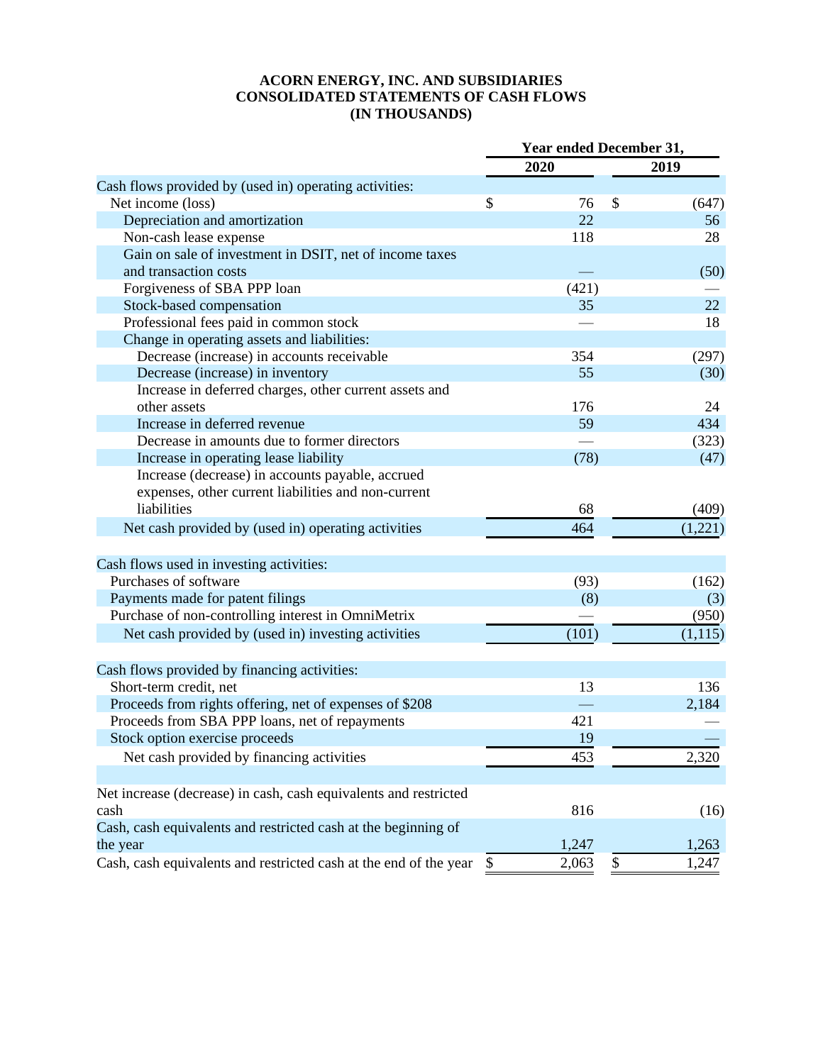**ACORN ENERGY, INC. AND SUBSIDIARIES**
**CONSOLIDATED STATEMENTS OF CASH FLOWS**
**(IN THOUSANDS)**

| | Year ended December 31, | |
|---|---|---|
| | **2020** | **2019** |
| Cash flows provided by (used in) operating activities: | | |
| Net income (loss) | $ 76 | $ (647) |
| Depreciation and amortization | 22 | 56 |
| Non-cash lease expense | 118 | 28 |
| Gain on sale of investment in DSIT, net of income taxes and transaction costs | — | (50) |
| Forgiveness of SBA PPP loan | (421) | — |
| Stock-based compensation | 35 | 22 |
| Professional fees paid in common stock | — | 18 |
| Change in operating assets and liabilities: | | |
| Decrease (increase) in accounts receivable | 354 | (297) |
| Decrease (increase) in inventory | 55 | (30) |
| Increase in deferred charges, other current assets and other assets | 176 | 24 |
| Increase in deferred revenue | 59 | 434 |
| Decrease in amounts due to former directors | — | (323) |
| Increase in operating lease liability | (78) | (47) |
| Increase (decrease) in accounts payable, accrued expenses, other current liabilities and non-current liabilities | 68 | (409) |
| Net cash provided by (used in) operating activities | 464 | (1,221) |
| | | |
| Cash flows used in investing activities: | | |
| Purchases of software | (93) | (162) |
| Payments made for patent filings | (8) | (3) |
| Purchase of non-controlling interest in OmniMetrix | — | (950) |
| Net cash provided by (used in) investing activities | (101) | (1,115) |
| | | |
| Cash flows provided by financing activities: | | |
| Short-term credit, net | 13 | 136 |
| Proceeds from rights offering, net of expenses of $208 | — | 2,184 |
| Proceeds from SBA PPP loans, net of repayments | 421 | — |
| Stock option exercise proceeds | 19 | — |
| Net cash provided by financing activities | 453 | 2,320 |
| | | |
| Net increase (decrease) in cash, cash equivalents and restricted cash | 816 | (16) |
| Cash, cash equivalents and restricted cash at the beginning of the year | 1,247 | 1,263 |
| Cash, cash equivalents and restricted cash at the end of the year | $ 2,063 | $ 1,247 |